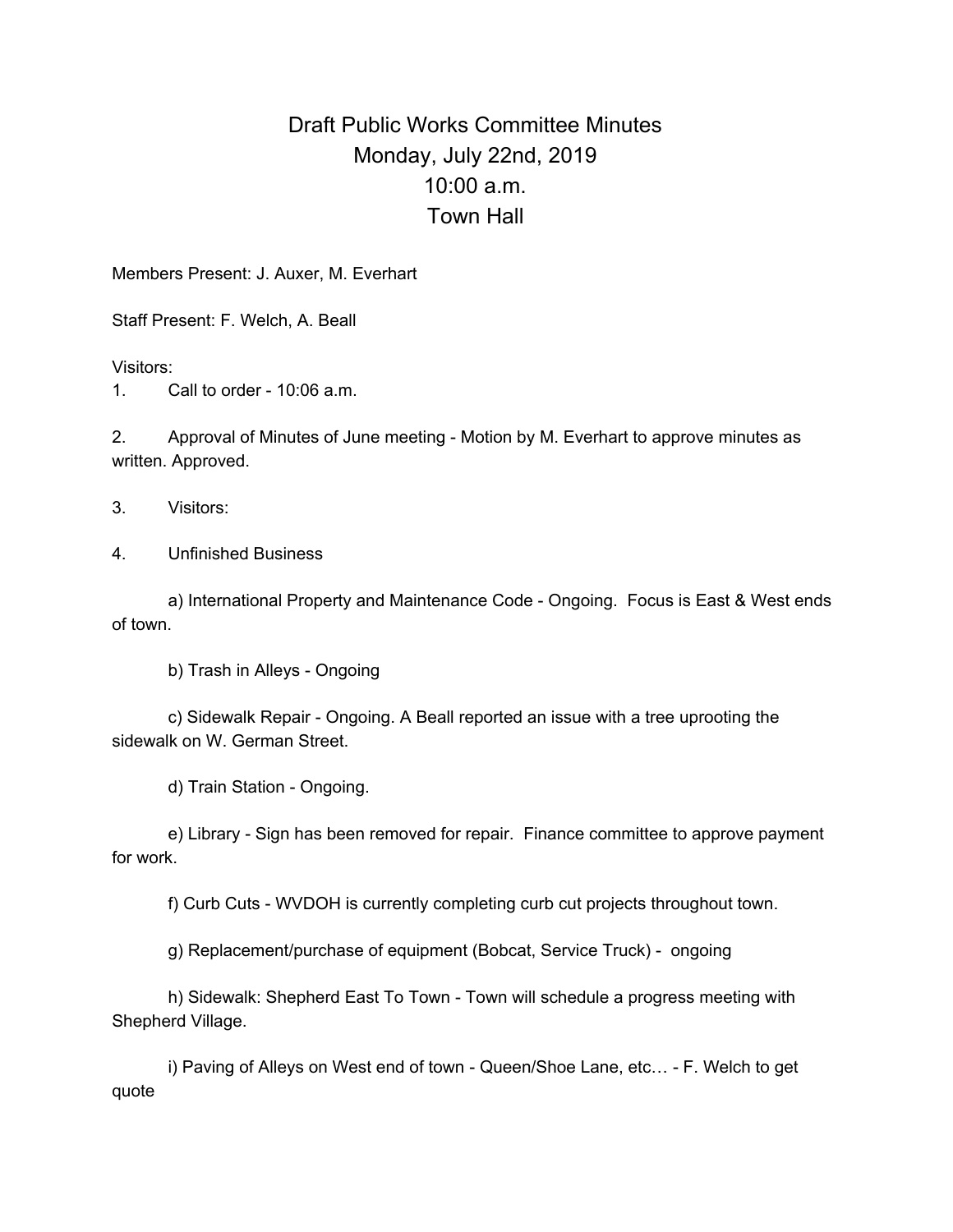# Draft Public Works Committee Minutes
## Monday, July 22nd, 2019
## 10:00 a.m.
## Town Hall

Members Present: J. Auxer, M. Everhart

Staff Present: F. Welch, A. Beall

Visitors:

1. Call to order - 10:06 a.m.

2. Approval of Minutes of June meeting - Motion by M. Everhart to approve minutes as written. Approved.

3. Visitors:

4. Unfinished Business

   a) International Property and Maintenance Code - Ongoing. Focus is East & West ends of town.

   b) Trash in Alleys - Ongoing

   c) Sidewalk Repair - Ongoing. A Beall reported an issue with a tree uprooting the sidewalk on W. German Street.

   d) Train Station - Ongoing.

   e) Library - Sign has been removed for repair. Finance committee to approve payment for work.

   f) Curb Cuts - WVDOH is currently completing curb cut projects throughout town.

   g) Replacement/purchase of equipment (Bobcat, Service Truck) - ongoing

   h) Sidewalk: Shepherd East To Town - Town will schedule a progress meeting with Shepherd Village.

   i) Paving of Alleys on West end of town - Queen/Shoe Lane, etc… - F. Welch to get quote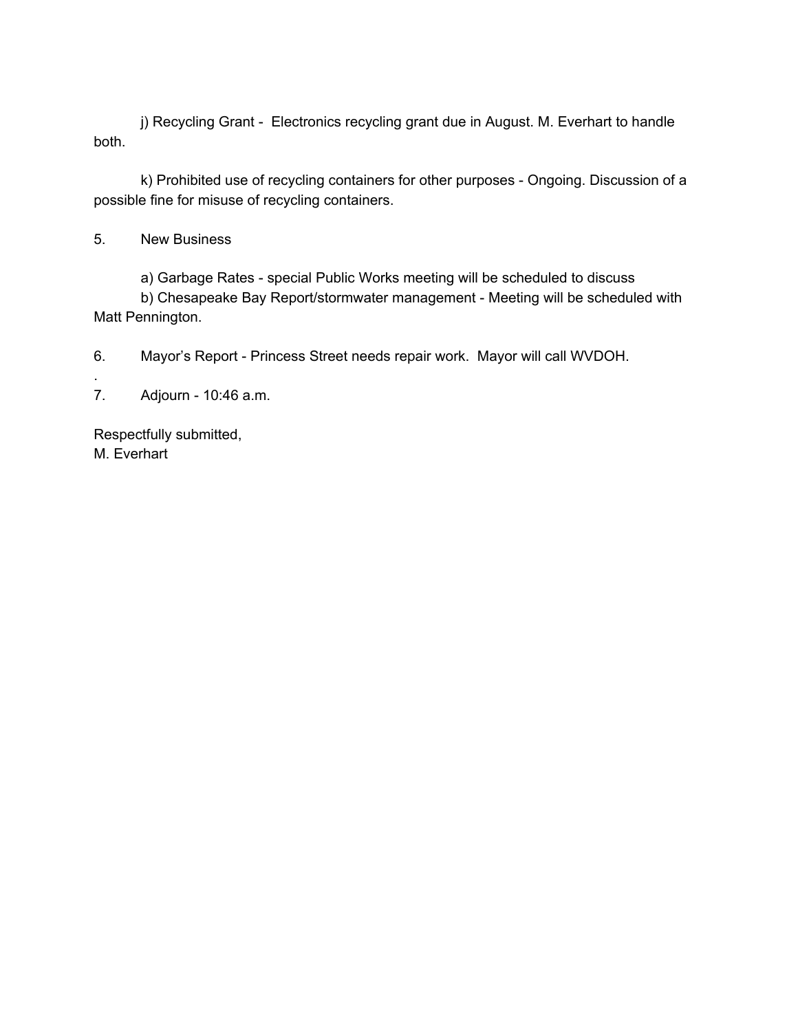j) Recycling Grant - Electronics recycling grant due in August. M. Everhart to handle both.

k) Prohibited use of recycling containers for other purposes - Ongoing. Discussion of a possible fine for misuse of recycling containers.

5. New Business

a) Garbage Rates - special Public Works meeting will be scheduled to discuss
b) Chesapeake Bay Report/stormwater management - Meeting will be scheduled with Matt Pennington.

6. Mayor's Report - Princess Street needs repair work. Mayor will call WVDOH.

.

7. Adjourn - 10:46 a.m.

Respectfully submitted,
M. Everhart